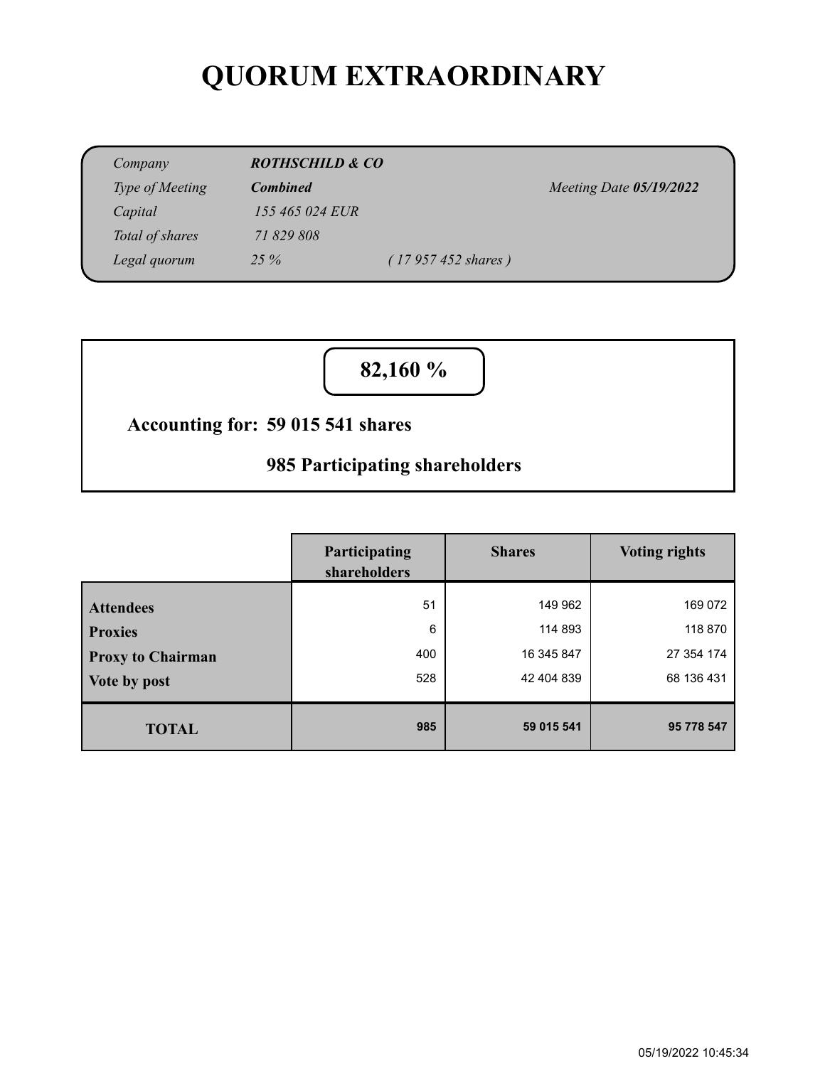# QUORUM EXTRAORDINARY

| | | | |
|---|---|---|---|
| *Company* | ***ROTHSCHILD & CO*** | | |
| *Type of Meeting* | ***Combined*** | | *Meeting Date* ***05/19/2022*** |
| *Capital* | *155 465 024 EUR* | | |
| *Total of shares* | *71 829 808* | | |
| *Legal quorum* | *25 %* | *( 17 957 452 shares )* | |

**82,160 %**

**Accounting for: 59 015 541 shares**

**985 Participating shareholders**

| | Participating shareholders | Shares | Voting rights |
|---|---|---|---|
| **Attendees** | 51 | 149 962 | 169 072 |
| **Proxies** | 6 | 114 893 | 118 870 |
| **Proxy to Chairman** | 400 | 16 345 847 | 27 354 174 |
| **Vote by post** | 528 | 42 404 839 | 68 136 431 |
| **TOTAL** | **985** | **59 015 541** | **95 778 547** |

05/19/2022 10:45:34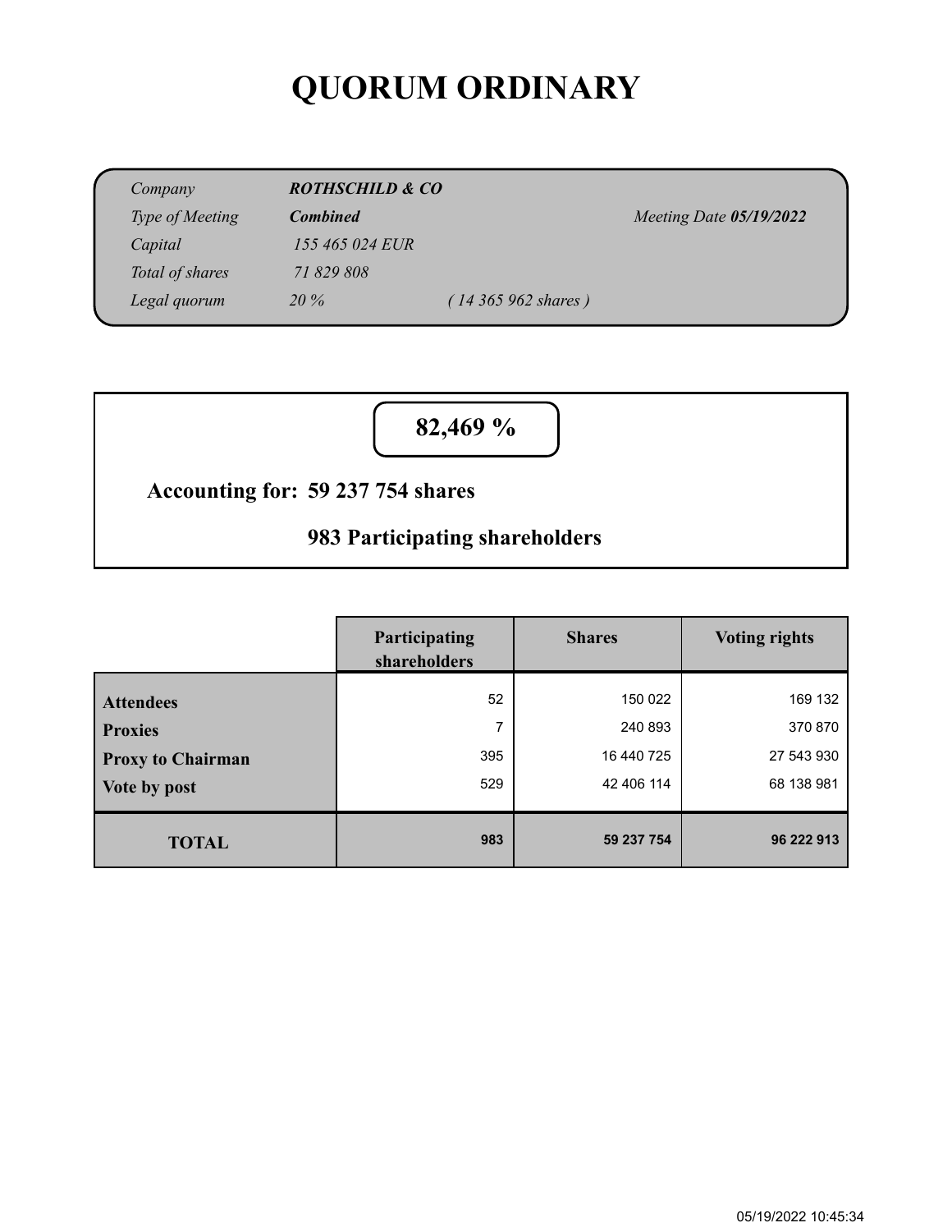# QUORUM ORDINARY

| | | | |
|---|---|---|---|
| *Company* | ***ROTHSCHILD & CO*** | | |
| *Type of Meeting* | ***Combined*** | | *Meeting Date* ***05/19/2022*** |
| *Capital* | *155 465 024 EUR* | | |
| *Total of shares* | *71 829 808* | | |
| *Legal quorum* | *20 %* | *( 14 365 962 shares )* | |

**82,469 %**

**Accounting for: 59 237 754 shares**

**983 Participating shareholders**

| | Participating shareholders | Shares | Voting rights |
|---|---|---|---|
| **Attendees** | 52 | 150 022 | 169 132 |
| **Proxies** | 7 | 240 893 | 370 870 |
| **Proxy to Chairman** | 395 | 16 440 725 | 27 543 930 |
| **Vote by post** | 529 | 42 406 114 | 68 138 981 |
| **TOTAL** | **983** | **59 237 754** | **96 222 913** |

05/19/2022 10:45:34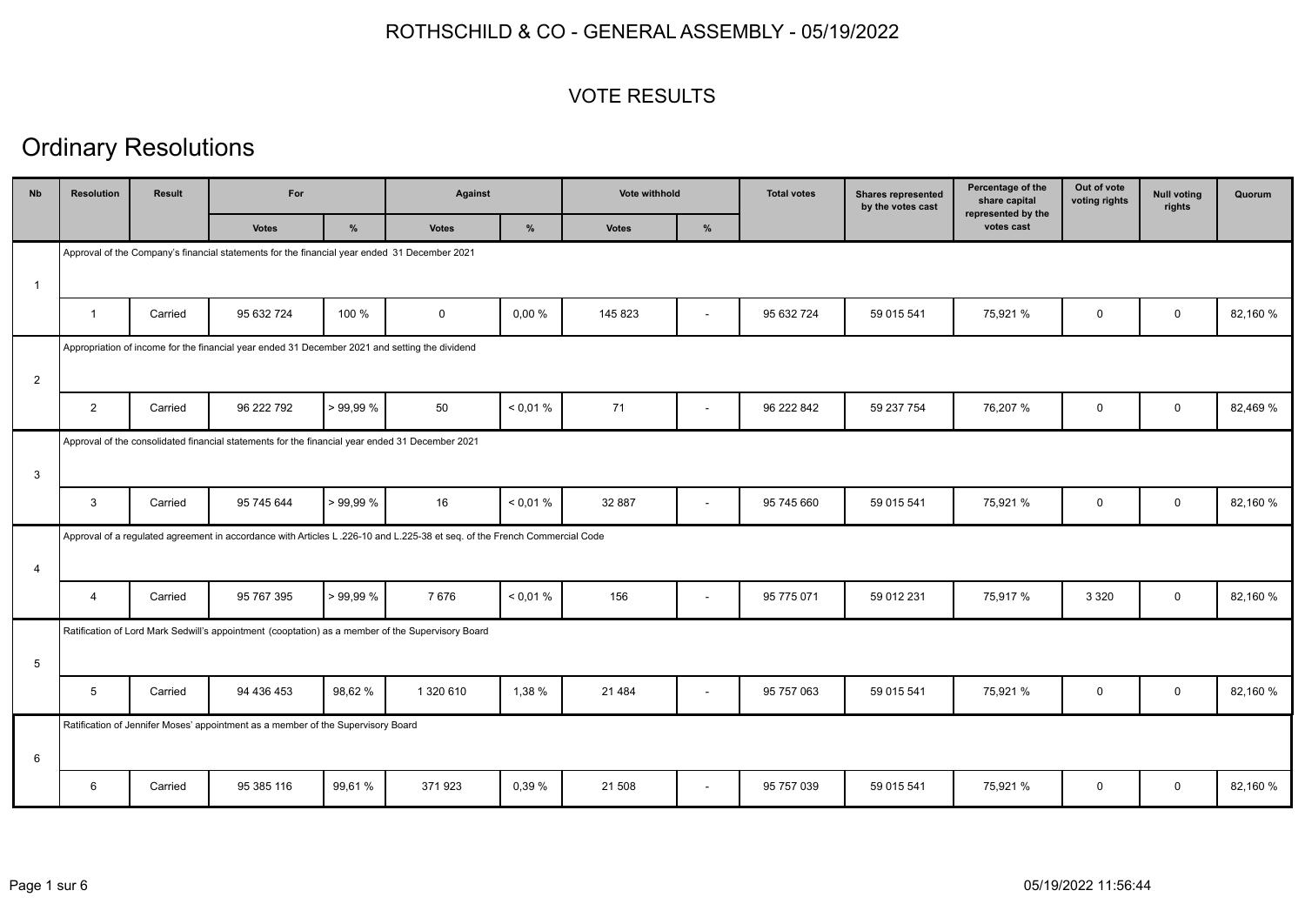ROTHSCHILD & CO - GENERAL ASSEMBLY - 05/19/2022

VOTE RESULTS

# Ordinary Resolutions

| Nb | Resolution | Result | For | | Against | | Vote withhold | | Total votes | Shares represented by the votes cast | Percentage of the share capital represented by the votes cast | Out of vote voting rights | Null voting rights | Quorum |
|---|---|---|---|---|---|---|---|---|---|---|---|---|---|---|
| | | | Votes | % | Votes | % | Votes | % | | | | | | |
| 1 | Approval of the Company's financial statements for the financial year ended 31 December 2021 | | | | | | | | | | | | | |
| | 1 | Carried | 95 632 724 | 100 % | 0 | 0,00 % | 145 823 | - | 95 632 724 | 59 015 541 | 75,921 % | 0 | 0 | 82,160 % |
| 2 | Appropriation of income for the financial year ended 31 December 2021 and setting the dividend | | | | | | | | | | | | | |
| | 2 | Carried | 96 222 792 | > 99,99 % | 50 | < 0,01 % | 71 | - | 96 222 842 | 59 237 754 | 76,207 % | 0 | 0 | 82,469 % |
| 3 | Approval of the consolidated financial statements for the financial year ended 31 December 2021 | | | | | | | | | | | | | |
| | 3 | Carried | 95 745 644 | > 99,99 % | 16 | < 0,01 % | 32 887 | - | 95 745 660 | 59 015 541 | 75,921 % | 0 | 0 | 82,160 % |
| 4 | Approval of a regulated agreement in accordance with Articles L .226-10 and L.225-38 et seq. of the French Commercial Code | | | | | | | | | | | | | |
| | 4 | Carried | 95 767 395 | > 99,99 % | 7 676 | < 0,01 % | 156 | - | 95 775 071 | 59 012 231 | 75,917 % | 3 320 | 0 | 82,160 % |
| 5 | Ratification of Lord Mark Sedwill's appointment (cooptation) as a member of the Supervisory Board | | | | | | | | | | | | | |
| | 5 | Carried | 94 436 453 | 98,62 % | 1 320 610 | 1,38 % | 21 484 | - | 95 757 063 | 59 015 541 | 75,921 % | 0 | 0 | 82,160 % |
| 6 | Ratification of Jennifer Moses' appointment as a member of the Supervisory Board | | | | | | | | | | | | | |
| | 6 | Carried | 95 385 116 | 99,61 % | 371 923 | 0,39 % | 21 508 | - | 95 757 039 | 59 015 541 | 75,921 % | 0 | 0 | 82,160 % |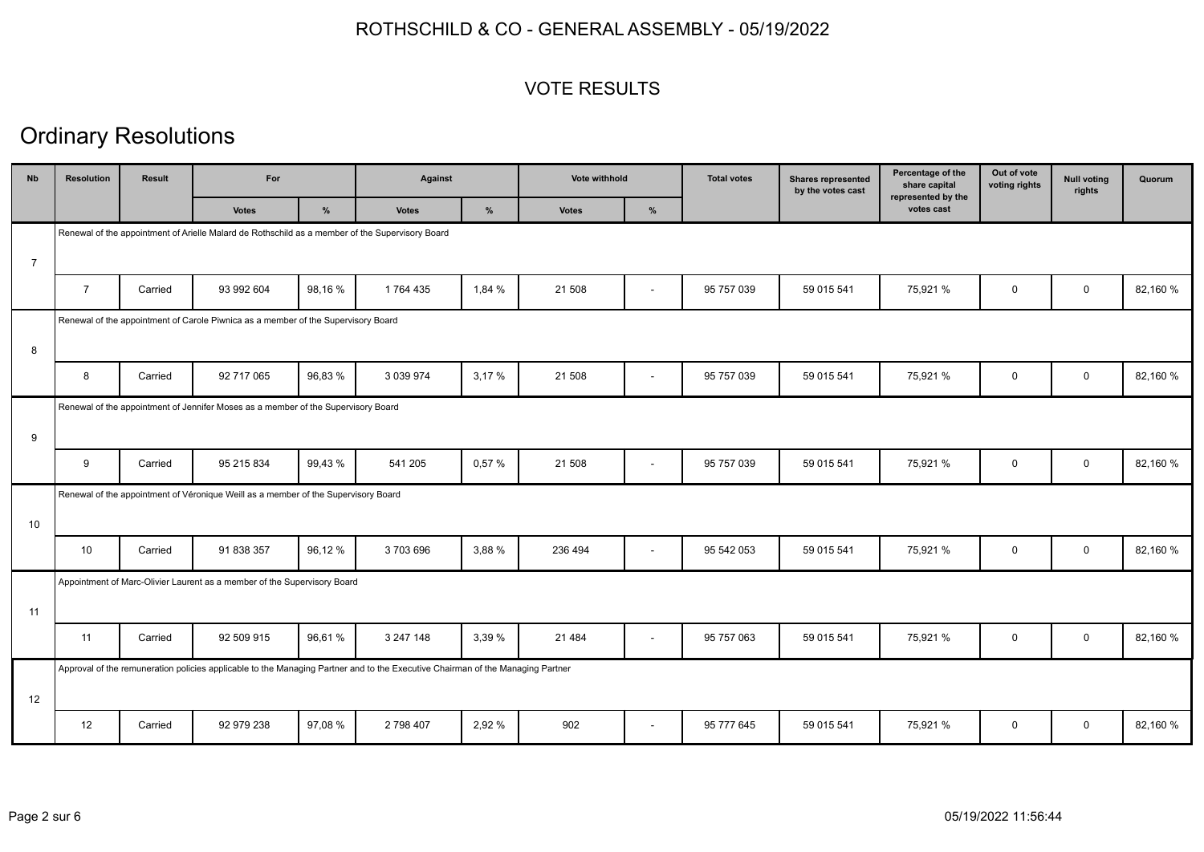ROTHSCHILD & CO - GENERAL ASSEMBLY - 05/19/2022

VOTE RESULTS

# Ordinary Resolutions

| Nb | Resolution | Result | For | | Against | | Vote withhold | | Total votes | Shares represented by the votes cast | Percentage of the share capital represented by the votes cast | Out of vote voting rights | Null voting rights | Quorum |
|---|---|---|---|---|---|---|---|---|---|---|---|---|---|---|
| | | | Votes | % | Votes | % | Votes | % | | | | | | |
| 7 | Renewal of the appointment of Arielle Malard de Rothschild as a member of the Supervisory Board | | | | | | | | | | | | | |
| | 7 | Carried | 93 992 604 | 98,16 % | 1 764 435 | 1,84 % | 21 508 | - | 95 757 039 | 59 015 541 | 75,921 % | 0 | 0 | 82,160 % |
| 8 | Renewal of the appointment of Carole Piwnica as a member of the Supervisory Board | | | | | | | | | | | | | |
| | 8 | Carried | 92 717 065 | 96,83 % | 3 039 974 | 3,17 % | 21 508 | - | 95 757 039 | 59 015 541 | 75,921 % | 0 | 0 | 82,160 % |
| 9 | Renewal of the appointment of Jennifer Moses as a member of the Supervisory Board | | | | | | | | | | | | | |
| | 9 | Carried | 95 215 834 | 99,43 % | 541 205 | 0,57 % | 21 508 | - | 95 757 039 | 59 015 541 | 75,921 % | 0 | 0 | 82,160 % |
| 10 | Renewal of the appointment of Véronique Weill as a member of the Supervisory Board | | | | | | | | | | | | | |
| | 10 | Carried | 91 838 357 | 96,12 % | 3 703 696 | 3,88 % | 236 494 | - | 95 542 053 | 59 015 541 | 75,921 % | 0 | 0 | 82,160 % |
| 11 | Appointment of Marc-Olivier Laurent as a member of the Supervisory Board | | | | | | | | | | | | | |
| | 11 | Carried | 92 509 915 | 96,61 % | 3 247 148 | 3,39 % | 21 484 | - | 95 757 063 | 59 015 541 | 75,921 % | 0 | 0 | 82,160 % |
| 12 | Approval of the remuneration policies applicable to the Managing Partner and to the Executive Chairman of the Managing Partner | | | | | | | | | | | | | |
| | 12 | Carried | 92 979 238 | 97,08 % | 2 798 407 | 2,92 % | 902 | - | 95 777 645 | 59 015 541 | 75,921 % | 0 | 0 | 82,160 % |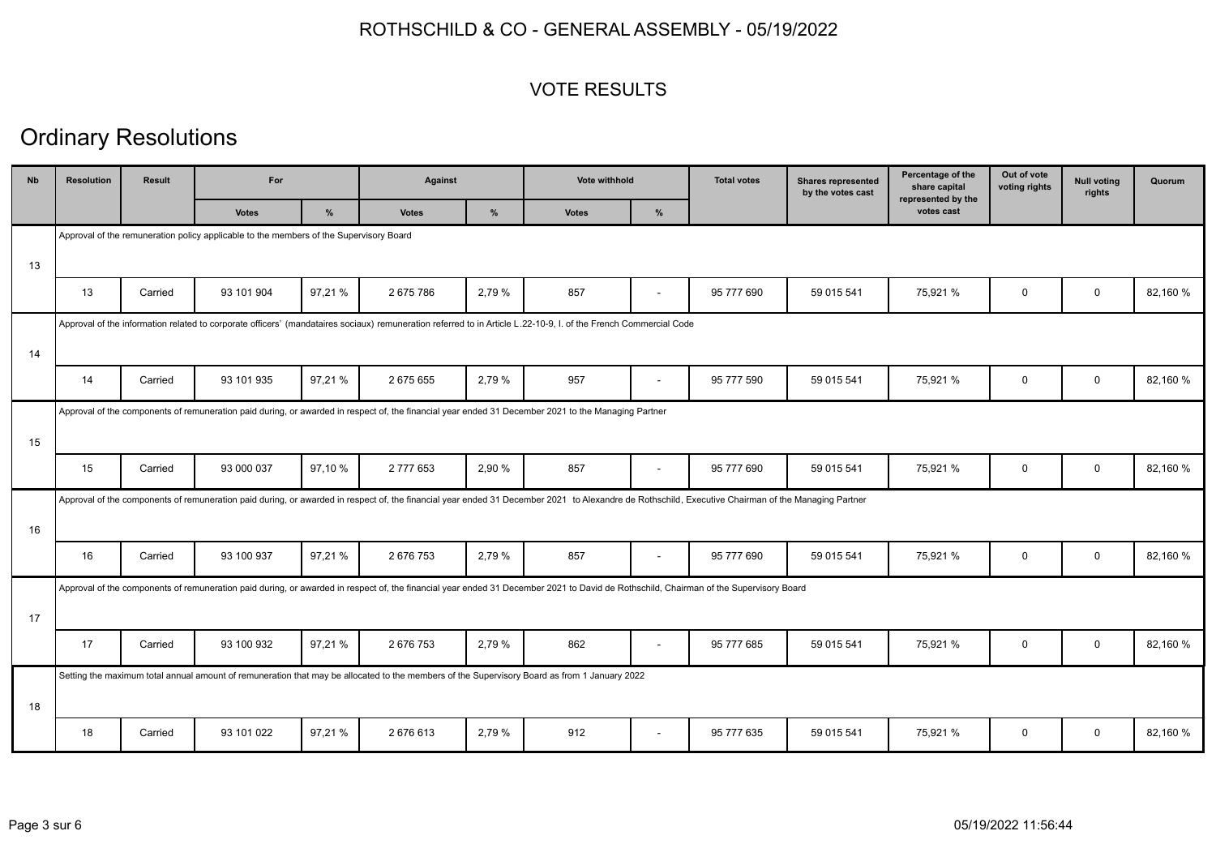# ROTHSCHILD & CO - GENERAL ASSEMBLY - 05/19/2022

## VOTE RESULTS

## Ordinary Resolutions

| Nb | Resolution | Result | For | | Against | | Vote withhold | | Total votes | Shares represented by the votes cast | Percentage of the share capital represented by the votes cast | Out of vote voting rights | Null voting rights | Quorum |
|---|---|---|---|---|---|---|---|---|---|---|---|---|---|---|
| | | | Votes | % | Votes | % | Votes | % | | | | | | |
| 13 | Approval of the remuneration policy applicable to the members of the Supervisory Board | | | | | | | | | | | | | |
| | 13 | Carried | 93 101 904 | 97,21 % | 2 675 786 | 2,79 % | 857 | - | 95 777 690 | 59 015 541 | 75,921 % | 0 | 0 | 82,160 % |
| 14 | Approval of the information related to corporate officers' (mandataires sociaux) remuneration referred to in Article L.22-10-9, I. of the French Commercial Code | | | | | | | | | | | | | |
| | 14 | Carried | 93 101 935 | 97,21 % | 2 675 655 | 2,79 % | 957 | - | 95 777 590 | 59 015 541 | 75,921 % | 0 | 0 | 82,160 % |
| 15 | Approval of the components of remuneration paid during, or awarded in respect of, the financial year ended 31 December 2021 to the Managing Partner | | | | | | | | | | | | | |
| | 15 | Carried | 93 000 037 | 97,10 % | 2 777 653 | 2,90 % | 857 | - | 95 777 690 | 59 015 541 | 75,921 % | 0 | 0 | 82,160 % |
| 16 | Approval of the components of remuneration paid during, or awarded in respect of, the financial year ended 31 December 2021 to Alexandre de Rothschild, Executive Chairman of the Managing Partner | | | | | | | | | | | | | |
| | 16 | Carried | 93 100 937 | 97,21 % | 2 676 753 | 2,79 % | 857 | - | 95 777 690 | 59 015 541 | 75,921 % | 0 | 0 | 82,160 % |
| 17 | Approval of the components of remuneration paid during, or awarded in respect of, the financial year ended 31 December 2021 to David de Rothschild, Chairman of the Supervisory Board | | | | | | | | | | | | | |
| | 17 | Carried | 93 100 932 | 97,21 % | 2 676 753 | 2,79 % | 862 | - | 95 777 685 | 59 015 541 | 75,921 % | 0 | 0 | 82,160 % |
| 18 | Setting the maximum total annual amount of remuneration that may be allocated to the members of the Supervisory Board as from 1 January 2022 | | | | | | | | | | | | | |
| | 18 | Carried | 93 101 022 | 97,21 % | 2 676 613 | 2,79 % | 912 | - | 95 777 635 | 59 015 541 | 75,921 % | 0 | 0 | 82,160 % |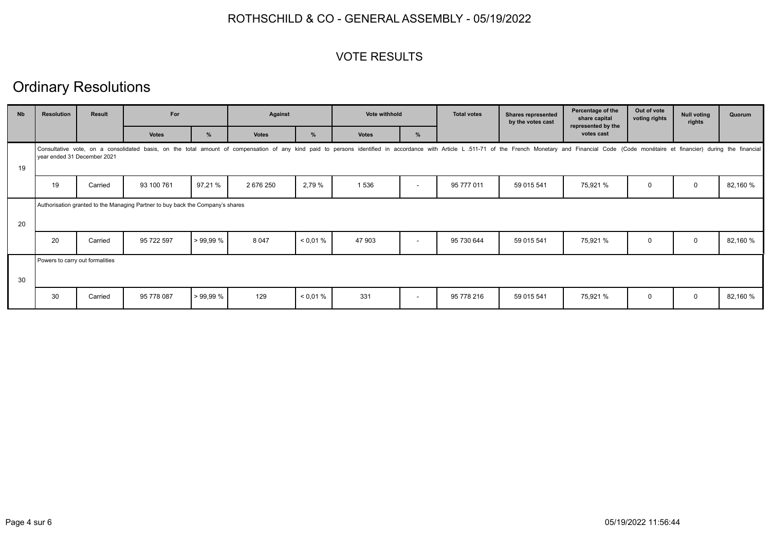# ROTHSCHILD & CO - GENERAL ASSEMBLY - 05/19/2022

## VOTE RESULTS

# Ordinary Resolutions

| Nb | Resolution | Result | For | | Against | | Vote withhold | | Total votes | Shares represented by the votes cast | Percentage of the share capital represented by the votes cast | Out of vote voting rights | Null voting rights | Quorum |
|---|---|---|---|---|---|---|---|---|---|---|---|---|---|---|
| | | | Votes | % | Votes | % | Votes | % | | | | | | |
| 19 | Consultative vote, on a consolidated basis, on the total amount of compensation of any kind paid to persons identified in accordance with Article L .511-71 of the French Monetary and Financial Code (Code monétaire et financier) during the financial year ended 31 December 2021 | | | | | | | | | | | | | |
| | 19 | Carried | 93 100 761 | 97,21 % | 2 676 250 | 2,79 % | 1 536 | - | 95 777 011 | 59 015 541 | 75,921 % | 0 | 0 | 82,160 % |
| 20 | Authorisation granted to the Managing Partner to buy back the Company's shares | | | | | | | | | | | | | |
| | 20 | Carried | 95 722 597 | > 99,99 % | 8 047 | < 0,01 % | 47 903 | - | 95 730 644 | 59 015 541 | 75,921 % | 0 | 0 | 82,160 % |
| 30 | Powers to carry out formalities | | | | | | | | | | | | | |
| | 30 | Carried | 95 778 087 | > 99,99 % | 129 | < 0,01 % | 331 | - | 95 778 216 | 59 015 541 | 75,921 % | 0 | 0 | 82,160 % |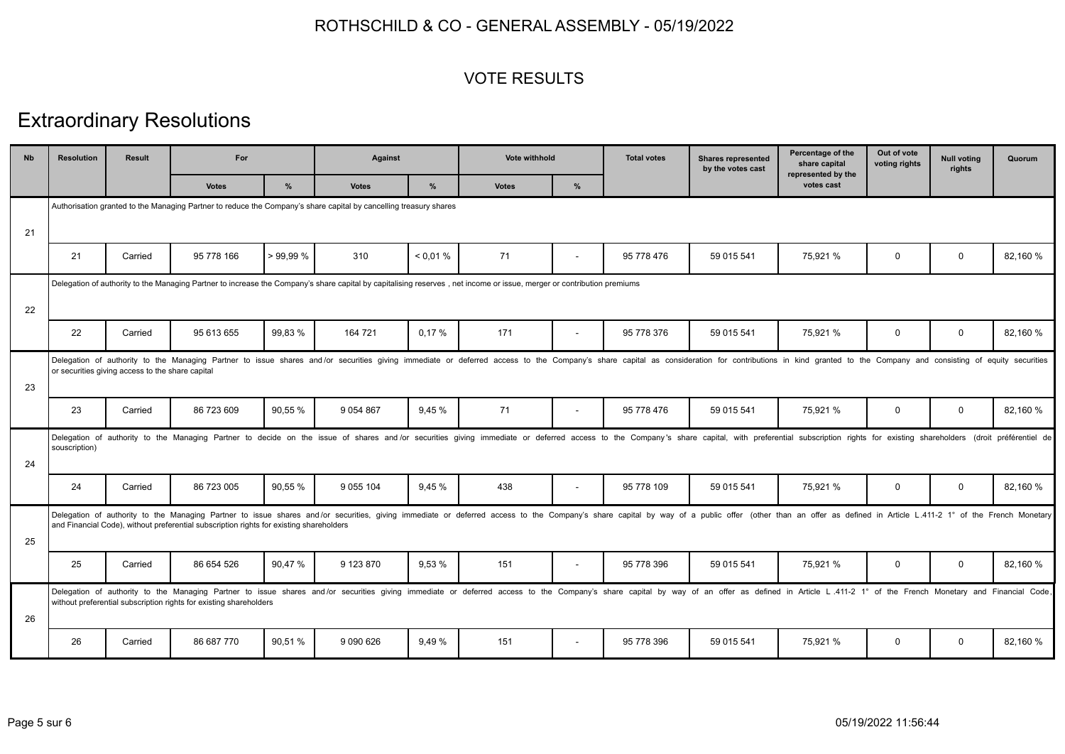# ROTHSCHILD & CO - GENERAL ASSEMBLY - 05/19/2022

## VOTE RESULTS

# Extraordinary Resolutions

| Nb | Resolution | Result | For | | Against | | Vote withhold | | Total votes | Shares represented by the votes cast | Percentage of the share capital represented by the votes cast | Out of vote voting rights | Null voting rights | Quorum |
|---|---|---|---|---|---|---|---|---|---|---|---|---|---|---|
| | | | Votes | % | Votes | % | Votes | % | | | | | | |
| 21 | Authorisation granted to the Managing Partner to reduce the Company's share capital by cancelling treasury shares | | | | | | | | | | | | | |
| | 21 | Carried | 95 778 166 | > 99,99 % | 310 | < 0,01 % | 71 | - | 95 778 476 | 59 015 541 | 75,921 % | 0 | 0 | 82,160 % |
| 22 | Delegation of authority to the Managing Partner to increase the Company's share capital by capitalising reserves , net income or issue, merger or contribution premiums | | | | | | | | | | | | | |
| | 22 | Carried | 95 613 655 | 99,83 % | 164 721 | 0,17 % | 171 | - | 95 778 376 | 59 015 541 | 75,921 % | 0 | 0 | 82,160 % |
| 23 | Delegation of authority to the Managing Partner to issue shares and/or securities giving immediate or deferred access to the Company's share capital as consideration for contributions in kind granted to the Company and consisting of equity securities or securities giving access to the share capital | | | | | | | | | | | | | |
| | 23 | Carried | 86 723 609 | 90,55 % | 9 054 867 | 9,45 % | 71 | - | 95 778 476 | 59 015 541 | 75,921 % | 0 | 0 | 82,160 % |
| 24 | Delegation of authority to the Managing Partner to decide on the issue of shares and/or securities giving immediate or deferred access to the Company's share capital, with preferential subscription rights for existing shareholders (droit préférentiel de souscription) | | | | | | | | | | | | | |
| | 24 | Carried | 86 723 005 | 90,55 % | 9 055 104 | 9,45 % | 438 | - | 95 778 109 | 59 015 541 | 75,921 % | 0 | 0 | 82,160 % |
| 25 | Delegation of authority to the Managing Partner to issue shares and/or securities, giving immediate or deferred access to the Company's share capital by way of a public offer (other than an offer as defined in Article L.411-2 1° of the French Monetary and Financial Code), without preferential subscription rights for existing shareholders | | | | | | | | | | | | | |
| | 25 | Carried | 86 654 526 | 90,47 % | 9 123 870 | 9,53 % | 151 | - | 95 778 396 | 59 015 541 | 75,921 % | 0 | 0 | 82,160 % |
| 26 | Delegation of authority to the Managing Partner to issue shares and/or securities giving immediate or deferred access to the Company's share capital by way of an offer as defined in Article L.411-2 1° of the French Monetary and Financial Code, without preferential subscription rights for existing shareholders | | | | | | | | | | | | | |
| | 26 | Carried | 86 687 770 | 90,51 % | 9 090 626 | 9,49 % | 151 | - | 95 778 396 | 59 015 541 | 75,921 % | 0 | 0 | 82,160 % |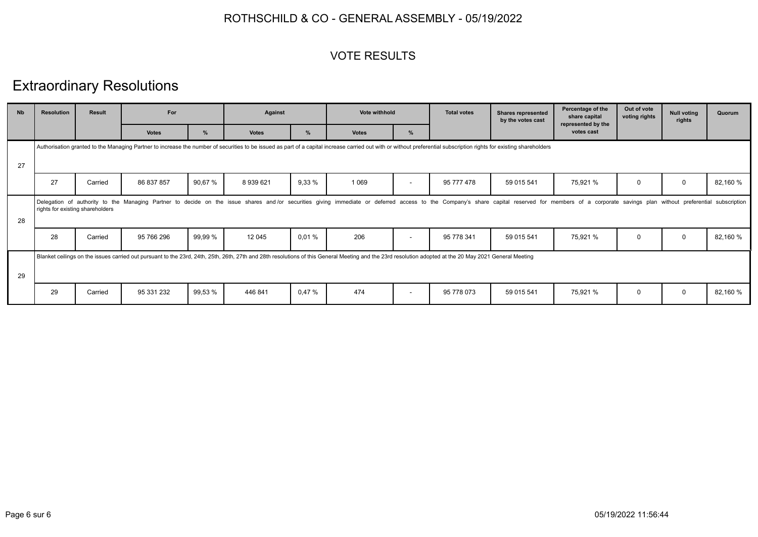ROTHSCHILD & CO - GENERAL ASSEMBLY - 05/19/2022

VOTE RESULTS

# Extraordinary Resolutions

| Nb | Resolution | Result | For | | Against | | Vote withhold | | Total votes | Shares represented by the votes cast | Percentage of the share capital represented by the votes cast | Out of vote voting rights | Null voting rights | Quorum |
|---|---|---|---|---|---|---|---|---|---|---|---|---|---|---|
| | | | Votes | % | Votes | % | Votes | % | | | | | | |
| 27 | Authorisation granted to the Managing Partner to increase the number of securities to be issued as part of a capital increase carried out with or without preferential subscription rights for existing shareholders | | | | | | | | | | | | | |
| | 27 | Carried | 86 837 857 | 90,67 % | 8 939 621 | 9,33 % | 1 069 | - | 95 777 478 | 59 015 541 | 75,921 % | 0 | 0 | 82,160 % |
| 28 | Delegation of authority to the Managing Partner to decide on the issue shares and /or securities giving immediate or deferred access to the Company's share capital reserved for members of a corporate savings plan without preferential subscription rights for existing shareholders | | | | | | | | | | | | | |
| | 28 | Carried | 95 766 296 | 99,99 % | 12 045 | 0,01 % | 206 | - | 95 778 341 | 59 015 541 | 75,921 % | 0 | 0 | 82,160 % |
| 29 | Blanket ceilings on the issues carried out pursuant to the 23rd, 24th, 25th, 26th, 27th and 28th resolutions of this General Meeting and the 23rd resolution adopted at the 20 May 2021 General Meeting | | | | | | | | | | | | | |
| | 29 | Carried | 95 331 232 | 99,53 % | 446 841 | 0,47 % | 474 | - | 95 778 073 | 59 015 541 | 75,921 % | 0 | 0 | 82,160 % |

05/19/2022 11:56:44